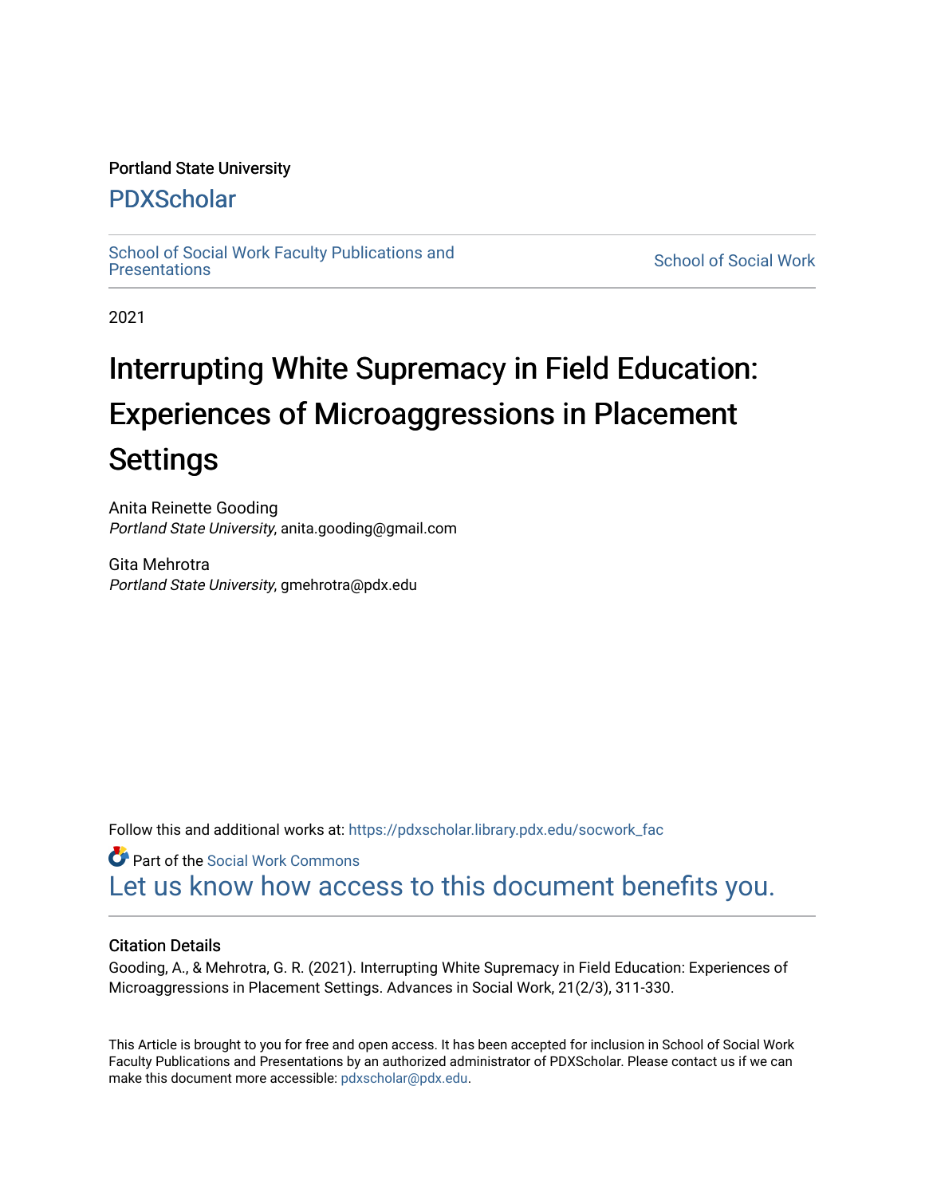Portland State University

# PDXScholar

School of Social Work Faculty Publications and Presentations

School of Social Work

2021

# Interrupting White Supremacy in Field Education: Experiences of Microaggressions in Placement Settings

Anita Reinette Gooding
*Portland State University*, anita.gooding@gmail.com

Gita Mehrotra
*Portland State University*, gmehrotra@pdx.edu

Follow this and additional works at: https://pdxscholar.library.pdx.edu/socwork_fac

Part of the Social Work Commons

Let us know how access to this document benefits you.

## Citation Details

Gooding, A., & Mehrotra, G. R. (2021). Interrupting White Supremacy in Field Education: Experiences of Microaggressions in Placement Settings. Advances in Social Work, 21(2/3), 311-330.

This Article is brought to you for free and open access. It has been accepted for inclusion in School of Social Work Faculty Publications and Presentations by an authorized administrator of PDXScholar. Please contact us if we can make this document more accessible: pdxscholar@pdx.edu.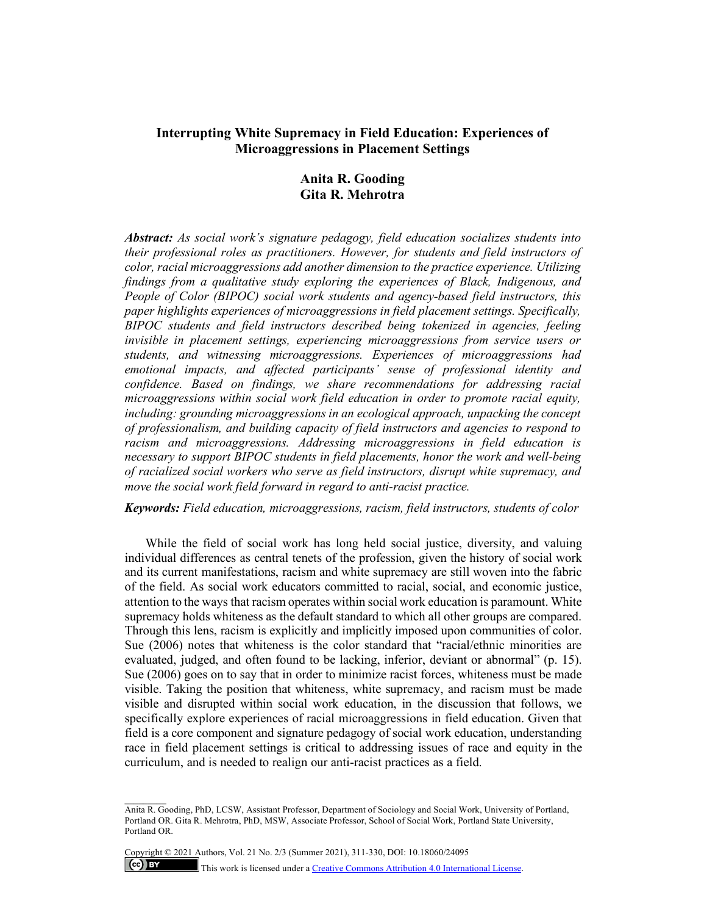# Interrupting White Supremacy in Field Education: Experiences of Microaggressions in Placement Settings

**Anita R. Gooding**
**Gita R. Mehrotra**

***Abstract:*** *As social work's signature pedagogy, field education socializes students into their professional roles as practitioners. However, for students and field instructors of color, racial microaggressions add another dimension to the practice experience. Utilizing findings from a qualitative study exploring the experiences of Black, Indigenous, and People of Color (BIPOC) social work students and agency-based field instructors, this paper highlights experiences of microaggressions in field placement settings. Specifically, BIPOC students and field instructors described being tokenized in agencies, feeling invisible in placement settings, experiencing microaggressions from service users or students, and witnessing microaggressions. Experiences of microaggressions had emotional impacts, and affected participants' sense of professional identity and confidence. Based on findings, we share recommendations for addressing racial microaggressions within social work field education in order to promote racial equity, including: grounding microaggressions in an ecological approach, unpacking the concept of professionalism, and building capacity of field instructors and agencies to respond to racism and microaggressions. Addressing microaggressions in field education is necessary to support BIPOC students in field placements, honor the work and well-being of racialized social workers who serve as field instructors, disrupt white supremacy, and move the social work field forward in regard to anti-racist practice.*

***Keywords:*** *Field education, microaggressions, racism, field instructors, students of color*

While the field of social work has long held social justice, diversity, and valuing individual differences as central tenets of the profession, given the history of social work and its current manifestations, racism and white supremacy are still woven into the fabric of the field. As social work educators committed to racial, social, and economic justice, attention to the ways that racism operates within social work education is paramount. White supremacy holds whiteness as the default standard to which all other groups are compared. Through this lens, racism is explicitly and implicitly imposed upon communities of color. Sue (2006) notes that whiteness is the color standard that "racial/ethnic minorities are evaluated, judged, and often found to be lacking, inferior, deviant or abnormal" (p. 15). Sue (2006) goes on to say that in order to minimize racist forces, whiteness must be made visible. Taking the position that whiteness, white supremacy, and racism must be made visible and disrupted within social work education, in the discussion that follows, we specifically explore experiences of racial microaggressions in field education. Given that field is a core component and signature pedagogy of social work education, understanding race in field placement settings is critical to addressing issues of race and equity in the curriculum, and is needed to realign our anti-racist practices as a field.

---

Anita R. Gooding, PhD, LCSW, Assistant Professor, Department of Sociology and Social Work, University of Portland, Portland OR. Gita R. Mehrotra, PhD, MSW, Associate Professor, School of Social Work, Portland State University, Portland OR.

Copyright © 2021 Authors, Vol. 21 No. 2/3 (Summer 2021), 311-330, DOI: 10.18060/24095

This work is licensed under a Creative Commons Attribution 4.0 International License.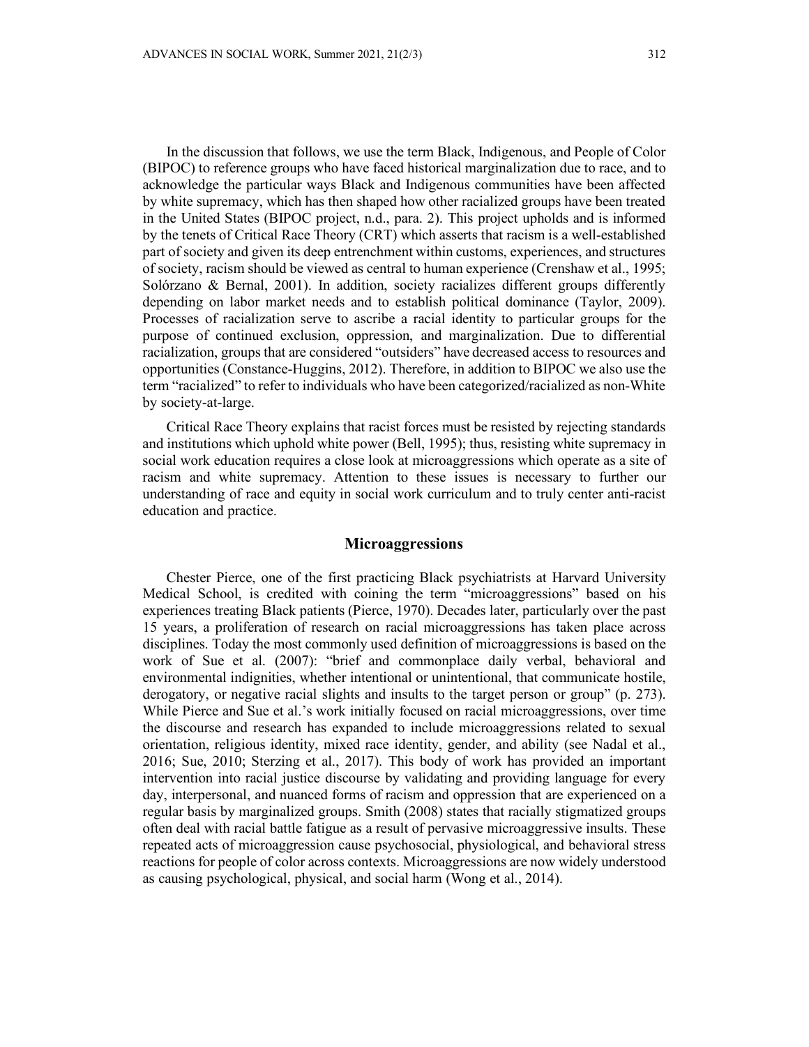In the discussion that follows, we use the term Black, Indigenous, and People of Color (BIPOC) to reference groups who have faced historical marginalization due to race, and to acknowledge the particular ways Black and Indigenous communities have been affected by white supremacy, which has then shaped how other racialized groups have been treated in the United States (BIPOC project, n.d., para. 2). This project upholds and is informed by the tenets of Critical Race Theory (CRT) which asserts that racism is a well-established part of society and given its deep entrenchment within customs, experiences, and structures of society, racism should be viewed as central to human experience (Crenshaw et al., 1995; Solórzano & Bernal, 2001). In addition, society racializes different groups differently depending on labor market needs and to establish political dominance (Taylor, 2009). Processes of racialization serve to ascribe a racial identity to particular groups for the purpose of continued exclusion, oppression, and marginalization. Due to differential racialization, groups that are considered "outsiders" have decreased access to resources and opportunities (Constance-Huggins, 2012). Therefore, in addition to BIPOC we also use the term "racialized" to refer to individuals who have been categorized/racialized as non-White by society-at-large.

Critical Race Theory explains that racist forces must be resisted by rejecting standards and institutions which uphold white power (Bell, 1995); thus, resisting white supremacy in social work education requires a close look at microaggressions which operate as a site of racism and white supremacy. Attention to these issues is necessary to further our understanding of race and equity in social work curriculum and to truly center anti-racist education and practice.

## Microaggressions

Chester Pierce, one of the first practicing Black psychiatrists at Harvard University Medical School, is credited with coining the term "microaggressions" based on his experiences treating Black patients (Pierce, 1970). Decades later, particularly over the past 15 years, a proliferation of research on racial microaggressions has taken place across disciplines. Today the most commonly used definition of microaggressions is based on the work of Sue et al. (2007): "brief and commonplace daily verbal, behavioral and environmental indignities, whether intentional or unintentional, that communicate hostile, derogatory, or negative racial slights and insults to the target person or group" (p. 273). While Pierce and Sue et al.'s work initially focused on racial microaggressions, over time the discourse and research has expanded to include microaggressions related to sexual orientation, religious identity, mixed race identity, gender, and ability (see Nadal et al., 2016; Sue, 2010; Sterzing et al., 2017). This body of work has provided an important intervention into racial justice discourse by validating and providing language for every day, interpersonal, and nuanced forms of racism and oppression that are experienced on a regular basis by marginalized groups. Smith (2008) states that racially stigmatized groups often deal with racial battle fatigue as a result of pervasive microaggressive insults. These repeated acts of microaggression cause psychosocial, physiological, and behavioral stress reactions for people of color across contexts. Microaggressions are now widely understood as causing psychological, physical, and social harm (Wong et al., 2014).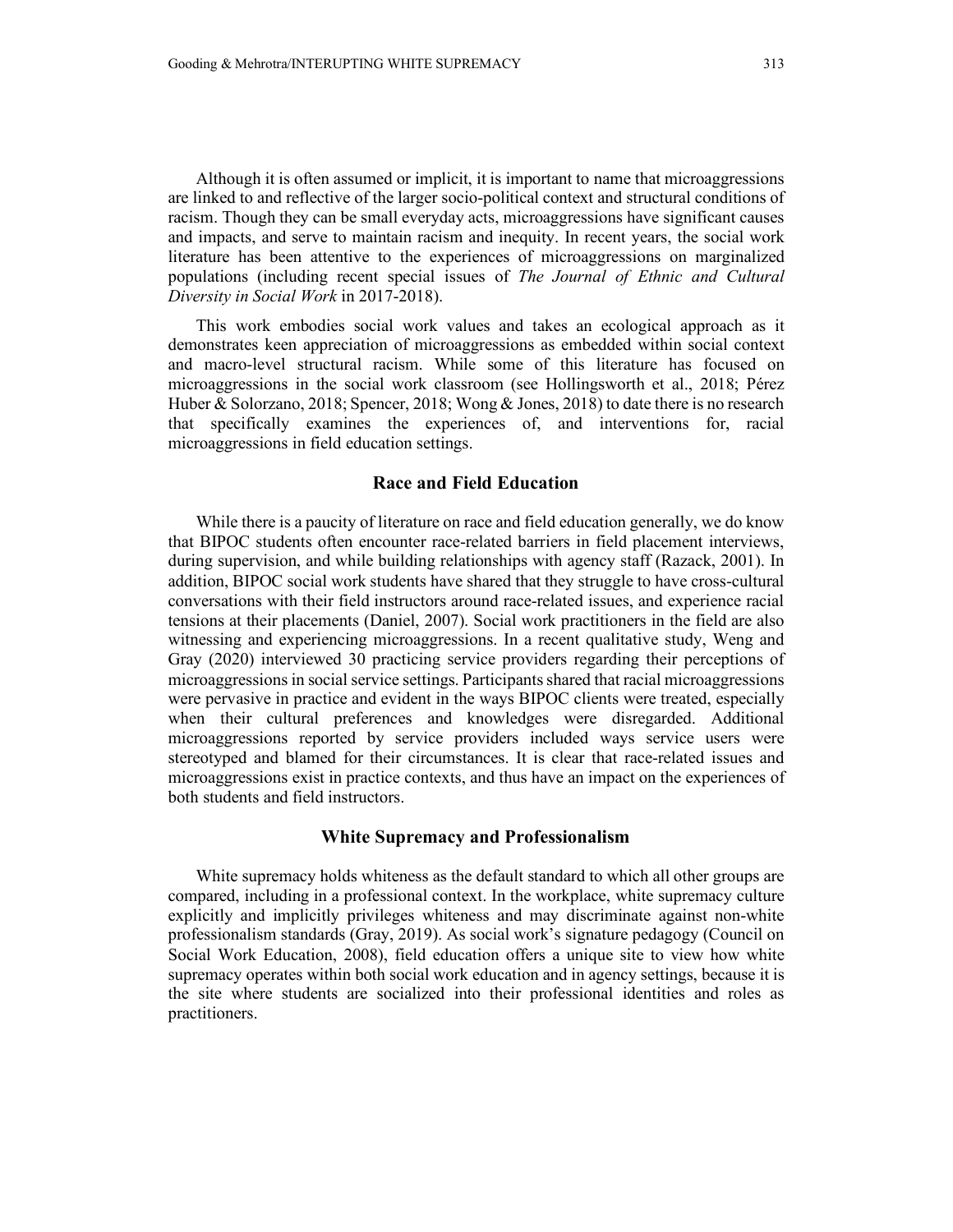Although it is often assumed or implicit, it is important to name that microaggressions are linked to and reflective of the larger socio-political context and structural conditions of racism. Though they can be small everyday acts, microaggressions have significant causes and impacts, and serve to maintain racism and inequity. In recent years, the social work literature has been attentive to the experiences of microaggressions on marginalized populations (including recent special issues of *The Journal of Ethnic and Cultural Diversity in Social Work* in 2017-2018).

This work embodies social work values and takes an ecological approach as it demonstrates keen appreciation of microaggressions as embedded within social context and macro-level structural racism. While some of this literature has focused on microaggressions in the social work classroom (see Hollingsworth et al., 2018; Pérez Huber & Solorzano, 2018; Spencer, 2018; Wong & Jones, 2018) to date there is no research that specifically examines the experiences of, and interventions for, racial microaggressions in field education settings.

## Race and Field Education

While there is a paucity of literature on race and field education generally, we do know that BIPOC students often encounter race-related barriers in field placement interviews, during supervision, and while building relationships with agency staff (Razack, 2001). In addition, BIPOC social work students have shared that they struggle to have cross-cultural conversations with their field instructors around race-related issues, and experience racial tensions at their placements (Daniel, 2007). Social work practitioners in the field are also witnessing and experiencing microaggressions. In a recent qualitative study, Weng and Gray (2020) interviewed 30 practicing service providers regarding their perceptions of microaggressions in social service settings. Participants shared that racial microaggressions were pervasive in practice and evident in the ways BIPOC clients were treated, especially when their cultural preferences and knowledges were disregarded. Additional microaggressions reported by service providers included ways service users were stereotyped and blamed for their circumstances. It is clear that race-related issues and microaggressions exist in practice contexts, and thus have an impact on the experiences of both students and field instructors.

## White Supremacy and Professionalism

White supremacy holds whiteness as the default standard to which all other groups are compared, including in a professional context. In the workplace, white supremacy culture explicitly and implicitly privileges whiteness and may discriminate against non-white professionalism standards (Gray, 2019). As social work's signature pedagogy (Council on Social Work Education, 2008), field education offers a unique site to view how white supremacy operates within both social work education and in agency settings, because it is the site where students are socialized into their professional identities and roles as practitioners.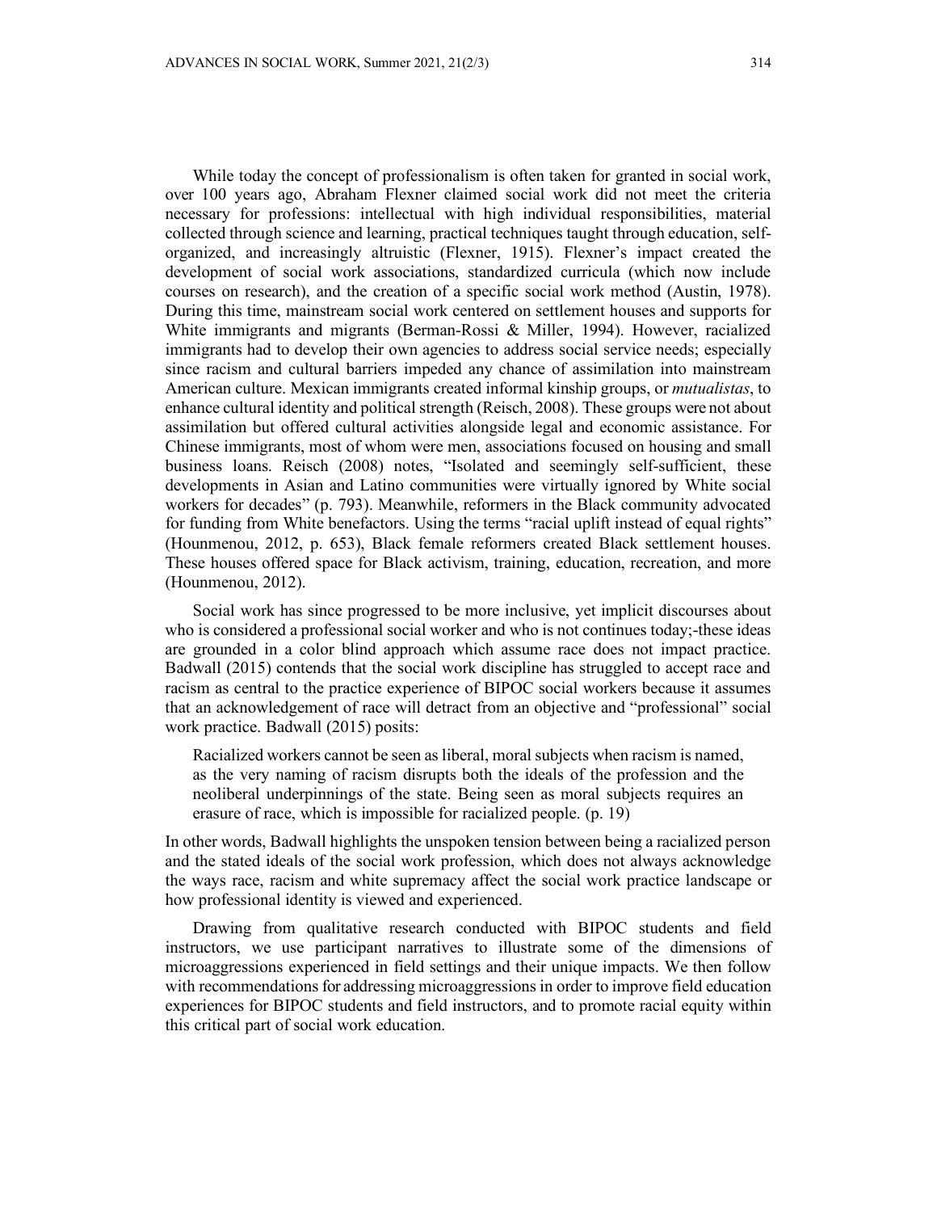While today the concept of professionalism is often taken for granted in social work, over 100 years ago, Abraham Flexner claimed social work did not meet the criteria necessary for professions: intellectual with high individual responsibilities, material collected through science and learning, practical techniques taught through education, self-organized, and increasingly altruistic (Flexner, 1915). Flexner's impact created the development of social work associations, standardized curricula (which now include courses on research), and the creation of a specific social work method (Austin, 1978). During this time, mainstream social work centered on settlement houses and supports for White immigrants and migrants (Berman-Rossi & Miller, 1994). However, racialized immigrants had to develop their own agencies to address social service needs; especially since racism and cultural barriers impeded any chance of assimilation into mainstream American culture. Mexican immigrants created informal kinship groups, or *mutualistas*, to enhance cultural identity and political strength (Reisch, 2008). These groups were not about assimilation but offered cultural activities alongside legal and economic assistance. For Chinese immigrants, most of whom were men, associations focused on housing and small business loans. Reisch (2008) notes, "Isolated and seemingly self-sufficient, these developments in Asian and Latino communities were virtually ignored by White social workers for decades" (p. 793). Meanwhile, reformers in the Black community advocated for funding from White benefactors. Using the terms "racial uplift instead of equal rights" (Hounmenou, 2012, p. 653), Black female reformers created Black settlement houses. These houses offered space for Black activism, training, education, recreation, and more (Hounmenou, 2012).

Social work has since progressed to be more inclusive, yet implicit discourses about who is considered a professional social worker and who is not continues today;-these ideas are grounded in a color blind approach which assume race does not impact practice. Badwall (2015) contends that the social work discipline has struggled to accept race and racism as central to the practice experience of BIPOC social workers because it assumes that an acknowledgement of race will detract from an objective and "professional" social work practice. Badwall (2015) posits:

> Racialized workers cannot be seen as liberal, moral subjects when racism is named, as the very naming of racism disrupts both the ideals of the profession and the neoliberal underpinnings of the state. Being seen as moral subjects requires an erasure of race, which is impossible for racialized people. (p. 19)

In other words, Badwall highlights the unspoken tension between being a racialized person and the stated ideals of the social work profession, which does not always acknowledge the ways race, racism and white supremacy affect the social work practice landscape or how professional identity is viewed and experienced.

Drawing from qualitative research conducted with BIPOC students and field instructors, we use participant narratives to illustrate some of the dimensions of microaggressions experienced in field settings and their unique impacts. We then follow with recommendations for addressing microaggressions in order to improve field education experiences for BIPOC students and field instructors, and to promote racial equity within this critical part of social work education.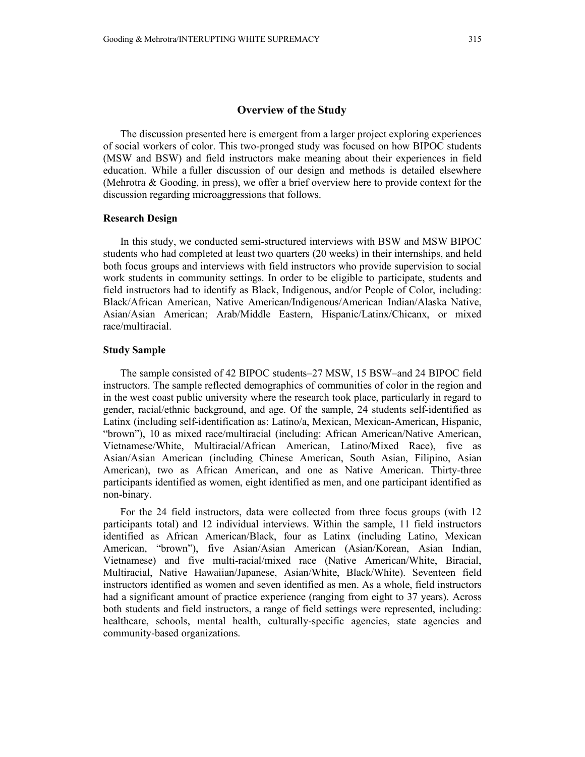## Overview of the Study

The discussion presented here is emergent from a larger project exploring experiences of social workers of color. This two-pronged study was focused on how BIPOC students (MSW and BSW) and field instructors make meaning about their experiences in field education. While a fuller discussion of our design and methods is detailed elsewhere (Mehrotra & Gooding, in press), we offer a brief overview here to provide context for the discussion regarding microaggressions that follows.

### Research Design

In this study, we conducted semi-structured interviews with BSW and MSW BIPOC students who had completed at least two quarters (20 weeks) in their internships, and held both focus groups and interviews with field instructors who provide supervision to social work students in community settings. In order to be eligible to participate, students and field instructors had to identify as Black, Indigenous, and/or People of Color, including: Black/African American, Native American/Indigenous/American Indian/Alaska Native, Asian/Asian American; Arab/Middle Eastern, Hispanic/Latinx/Chicanx, or mixed race/multiracial.

### Study Sample

The sample consisted of 42 BIPOC students–27 MSW, 15 BSW–and 24 BIPOC field instructors. The sample reflected demographics of communities of color in the region and in the west coast public university where the research took place, particularly in regard to gender, racial/ethnic background, and age. Of the sample, 24 students self-identified as Latinx (including self-identification as: Latino/a, Mexican, Mexican-American, Hispanic, "brown"), 10 as mixed race/multiracial (including: African American/Native American, Vietnamese/White, Multiracial/African American, Latino/Mixed Race), five as Asian/Asian American (including Chinese American, South Asian, Filipino, Asian American), two as African American, and one as Native American. Thirty-three participants identified as women, eight identified as men, and one participant identified as non-binary.

For the 24 field instructors, data were collected from three focus groups (with 12 participants total) and 12 individual interviews. Within the sample, 11 field instructors identified as African American/Black, four as Latinx (including Latino, Mexican American, "brown"), five Asian/Asian American (Asian/Korean, Asian Indian, Vietnamese) and five multi-racial/mixed race (Native American/White, Biracial, Multiracial, Native Hawaiian/Japanese, Asian/White, Black/White). Seventeen field instructors identified as women and seven identified as men. As a whole, field instructors had a significant amount of practice experience (ranging from eight to 37 years). Across both students and field instructors, a range of field settings were represented, including: healthcare, schools, mental health, culturally-specific agencies, state agencies and community-based organizations.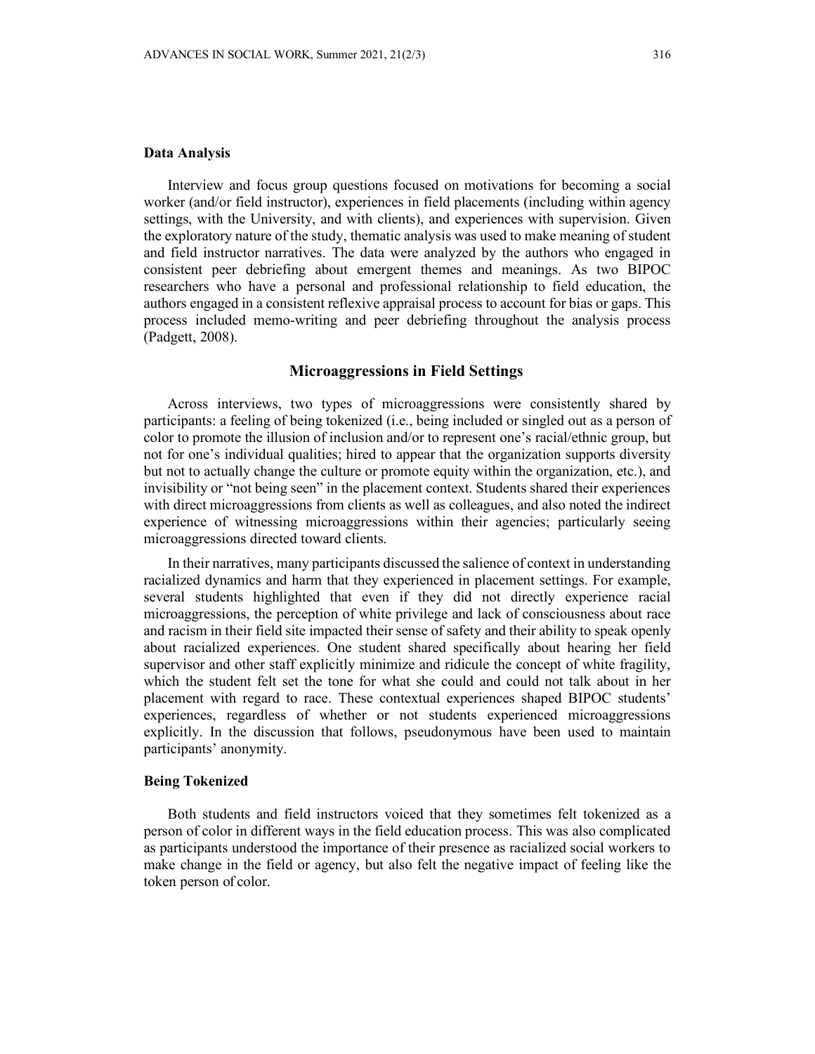### Data Analysis

Interview and focus group questions focused on motivations for becoming a social worker (and/or field instructor), experiences in field placements (including within agency settings, with the University, and with clients), and experiences with supervision. Given the exploratory nature of the study, thematic analysis was used to make meaning of student and field instructor narratives. The data were analyzed by the authors who engaged in consistent peer debriefing about emergent themes and meanings. As two BIPOC researchers who have a personal and professional relationship to field education, the authors engaged in a consistent reflexive appraisal process to account for bias or gaps. This process included memo-writing and peer debriefing throughout the analysis process (Padgett, 2008).

## Microaggressions in Field Settings

Across interviews, two types of microaggressions were consistently shared by participants: a feeling of being tokenized (i.e., being included or singled out as a person of color to promote the illusion of inclusion and/or to represent one's racial/ethnic group, but not for one's individual qualities; hired to appear that the organization supports diversity but not to actually change the culture or promote equity within the organization, etc.), and invisibility or "not being seen" in the placement context. Students shared their experiences with direct microaggressions from clients as well as colleagues, and also noted the indirect experience of witnessing microaggressions within their agencies; particularly seeing microaggressions directed toward clients.

In their narratives, many participants discussed the salience of context in understanding racialized dynamics and harm that they experienced in placement settings. For example, several students highlighted that even if they did not directly experience racial microaggressions, the perception of white privilege and lack of consciousness about race and racism in their field site impacted their sense of safety and their ability to speak openly about racialized experiences. One student shared specifically about hearing her field supervisor and other staff explicitly minimize and ridicule the concept of white fragility, which the student felt set the tone for what she could and could not talk about in her placement with regard to race. These contextual experiences shaped BIPOC students' experiences, regardless of whether or not students experienced microaggressions explicitly. In the discussion that follows, pseudonymous have been used to maintain participants' anonymity.

### Being Tokenized

Both students and field instructors voiced that they sometimes felt tokenized as a person of color in different ways in the field education process. This was also complicated as participants understood the importance of their presence as racialized social workers to make change in the field or agency, but also felt the negative impact of feeling like the token person of color.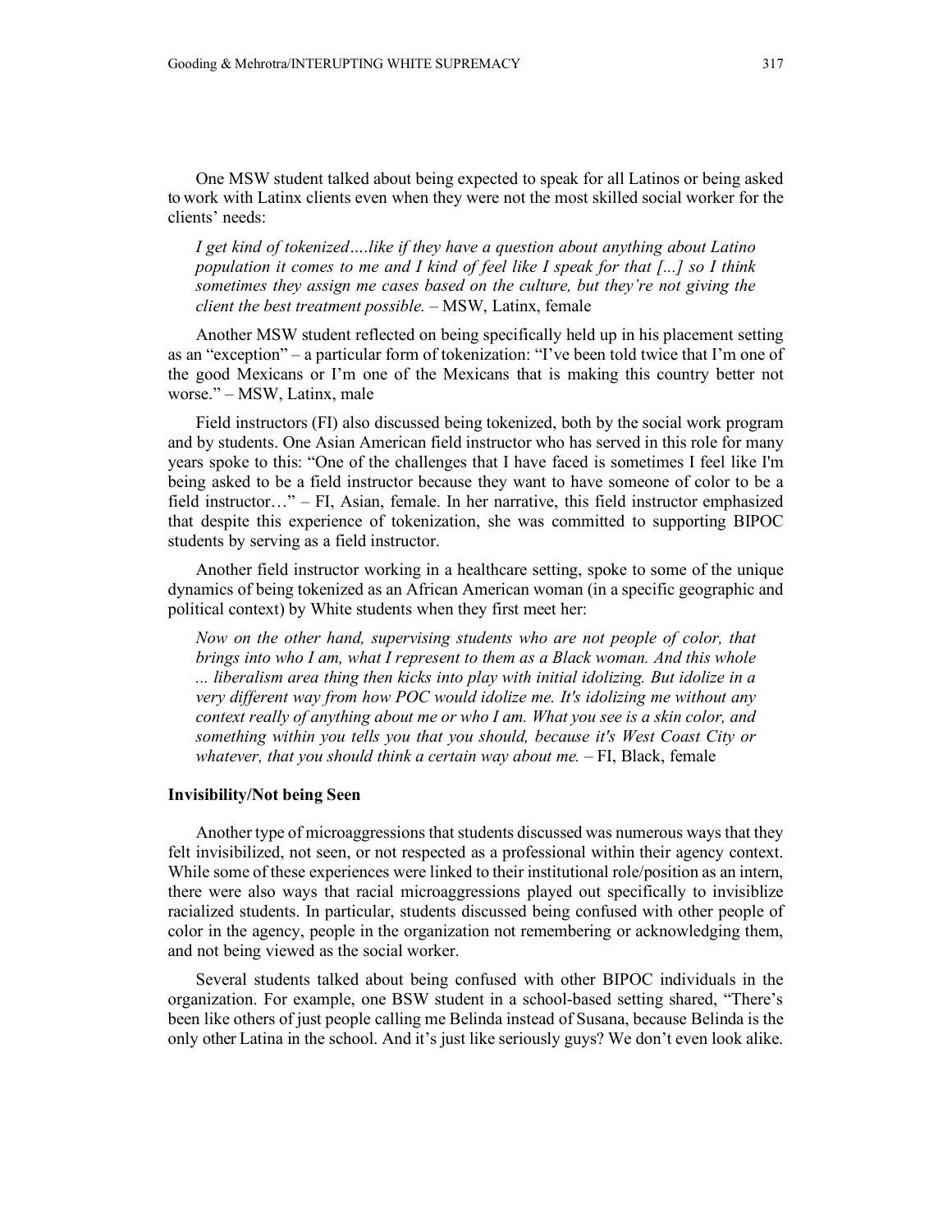One MSW student talked about being expected to speak for all Latinos or being asked to work with Latinx clients even when they were not the most skilled social worker for the clients' needs:

> *I get kind of tokenized….like if they have a question about anything about Latino population it comes to me and I kind of feel like I speak for that [...] so I think sometimes they assign me cases based on the culture, but they're not giving the client the best treatment possible.* – MSW, Latinx, female

Another MSW student reflected on being specifically held up in his placement setting as an "exception" – a particular form of tokenization: "I've been told twice that I'm one of the good Mexicans or I'm one of the Mexicans that is making this country better not worse." – MSW, Latinx, male

Field instructors (FI) also discussed being tokenized, both by the social work program and by students. One Asian American field instructor who has served in this role for many years spoke to this: "One of the challenges that I have faced is sometimes I feel like I'm being asked to be a field instructor because they want to have someone of color to be a field instructor…" – FI, Asian, female. In her narrative, this field instructor emphasized that despite this experience of tokenization, she was committed to supporting BIPOC students by serving as a field instructor.

Another field instructor working in a healthcare setting, spoke to some of the unique dynamics of being tokenized as an African American woman (in a specific geographic and political context) by White students when they first meet her:

> *Now on the other hand, supervising students who are not people of color, that brings into who I am, what I represent to them as a Black woman. And this whole ... liberalism area thing then kicks into play with initial idolizing. But idolize in a very different way from how POC would idolize me. It's idolizing me without any context really of anything about me or who I am. What you see is a skin color, and something within you tells you that you should, because it's West Coast City or whatever, that you should think a certain way about me.* – FI, Black, female

### Invisibility/Not being Seen

Another type of microaggressions that students discussed was numerous ways that they felt invisibilized, not seen, or not respected as a professional within their agency context. While some of these experiences were linked to their institutional role/position as an intern, there were also ways that racial microaggressions played out specifically to invisiblize racialized students. In particular, students discussed being confused with other people of color in the agency, people in the organization not remembering or acknowledging them, and not being viewed as the social worker.

Several students talked about being confused with other BIPOC individuals in the organization. For example, one BSW student in a school-based setting shared, "There's been like others of just people calling me Belinda instead of Susana, because Belinda is the only other Latina in the school. And it's just like seriously guys? We don't even look alike.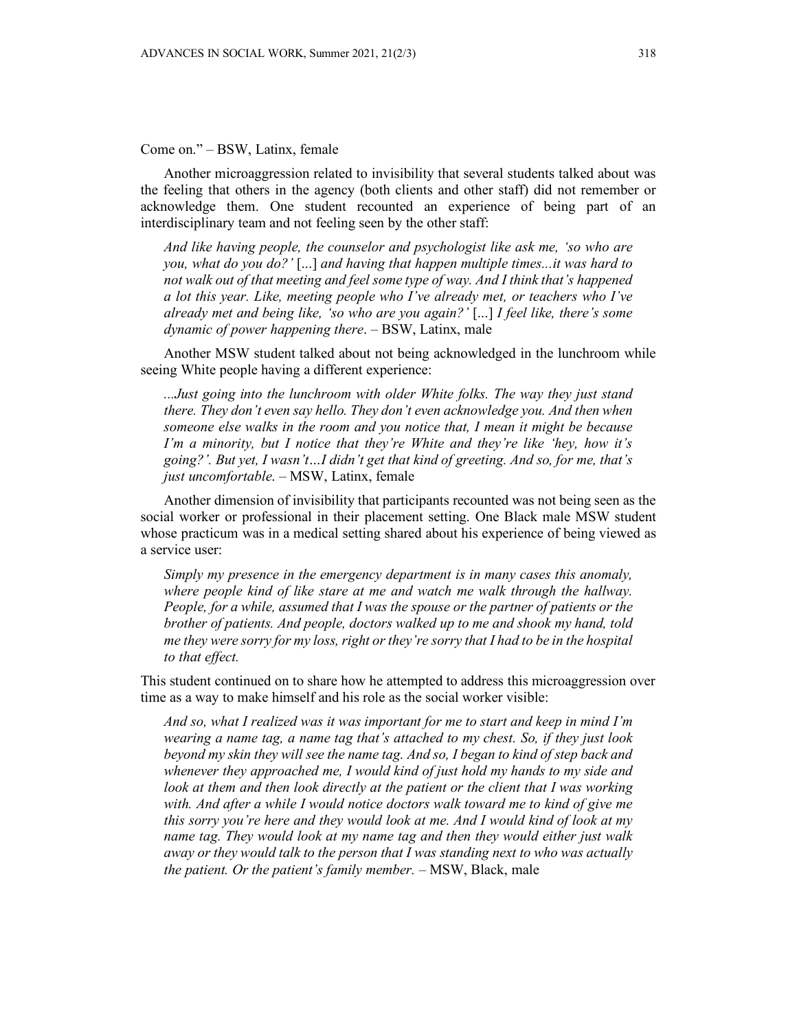Come on." – BSW, Latinx, female

Another microaggression related to invisibility that several students talked about was the feeling that others in the agency (both clients and other staff) did not remember or acknowledge them. One student recounted an experience of being part of an interdisciplinary team and not feeling seen by the other staff:

> *And like having people, the counselor and psychologist like ask me, 'so who are you, what do you do?'* [...] *and having that happen multiple times...it was hard to not walk out of that meeting and feel some type of way. And I think that's happened a lot this year. Like, meeting people who I've already met, or teachers who I've already met and being like, 'so who are you again?'* [...] *I feel like, there's some dynamic of power happening there*. – BSW, Latinx, male

Another MSW student talked about not being acknowledged in the lunchroom while seeing White people having a different experience:

> *...Just going into the lunchroom with older White folks. The way they just stand there. They don't even say hello. They don't even acknowledge you. And then when someone else walks in the room and you notice that, I mean it might be because I'm a minority, but I notice that they're White and they're like 'hey, how it's going?'. But yet, I wasn't…I didn't get that kind of greeting. And so, for me, that's just uncomfortable*. – MSW, Latinx, female

Another dimension of invisibility that participants recounted was not being seen as the social worker or professional in their placement setting. One Black male MSW student whose practicum was in a medical setting shared about his experience of being viewed as a service user:

> *Simply my presence in the emergency department is in many cases this anomaly, where people kind of like stare at me and watch me walk through the hallway. People, for a while, assumed that I was the spouse or the partner of patients or the brother of patients. And people, doctors walked up to me and shook my hand, told me they were sorry for my loss, right or they're sorry that I had to be in the hospital to that effect.*

This student continued on to share how he attempted to address this microaggression over time as a way to make himself and his role as the social worker visible:

> *And so, what I realized was it was important for me to start and keep in mind I'm wearing a name tag, a name tag that's attached to my chest. So, if they just look beyond my skin they will see the name tag. And so, I began to kind of step back and whenever they approached me, I would kind of just hold my hands to my side and look at them and then look directly at the patient or the client that I was working with. And after a while I would notice doctors walk toward me to kind of give me this sorry you're here and they would look at me. And I would kind of look at my name tag. They would look at my name tag and then they would either just walk away or they would talk to the person that I was standing next to who was actually the patient. Or the patient's family member.* – MSW, Black, male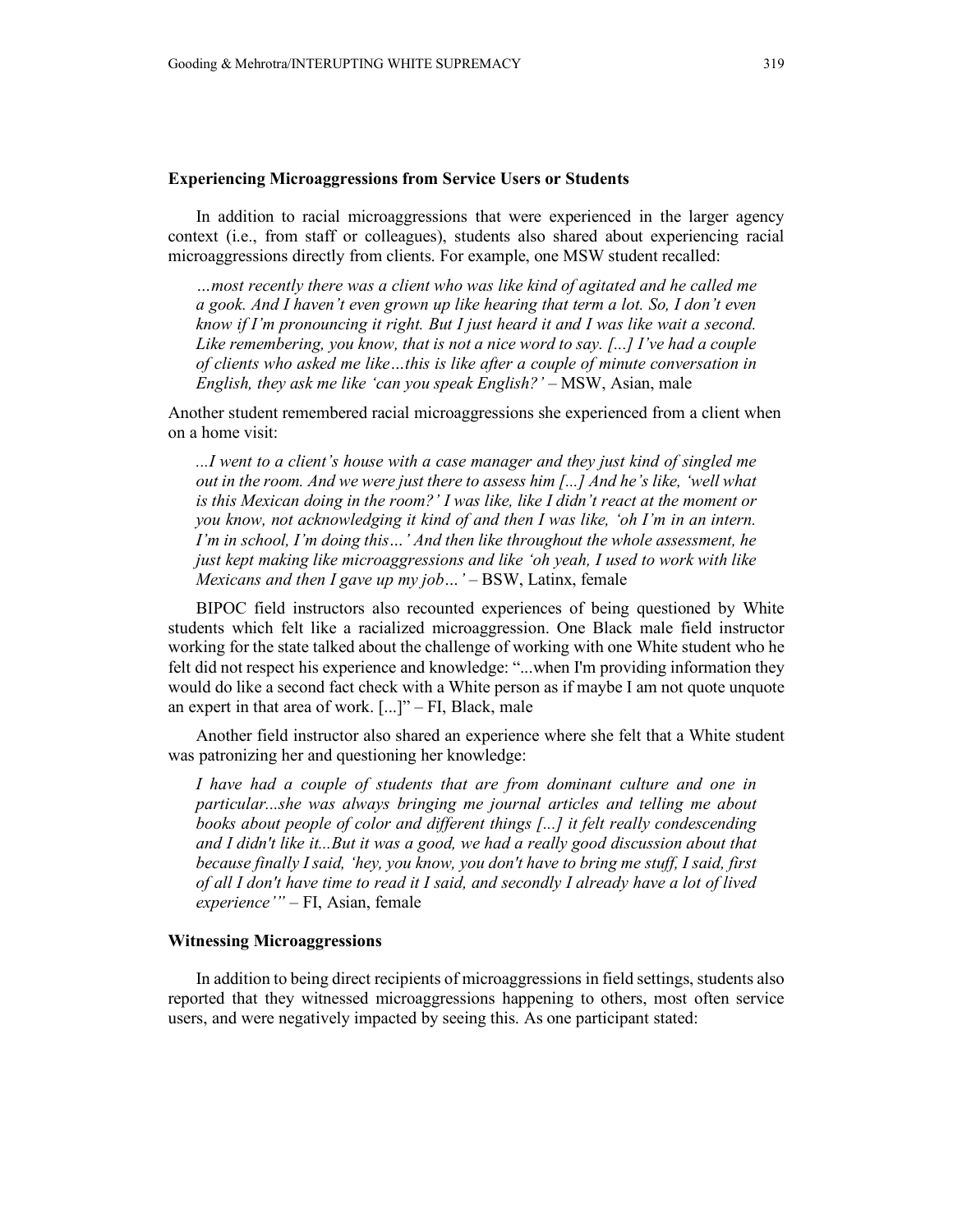### Experiencing Microaggressions from Service Users or Students

In addition to racial microaggressions that were experienced in the larger agency context (i.e., from staff or colleagues), students also shared about experiencing racial microaggressions directly from clients. For example, one MSW student recalled:

> *…most recently there was a client who was like kind of agitated and he called me a gook. And I haven't even grown up like hearing that term a lot. So, I don't even know if I'm pronouncing it right. But I just heard it and I was like wait a second. Like remembering, you know, that is not a nice word to say. [...] I've had a couple of clients who asked me like…this is like after a couple of minute conversation in English, they ask me like 'can you speak English?'* – MSW, Asian, male

Another student remembered racial microaggressions she experienced from a client when on a home visit:

> *...I went to a client's house with a case manager and they just kind of singled me out in the room. And we were just there to assess him [...] And he's like, 'well what is this Mexican doing in the room?' I was like, like I didn't react at the moment or you know, not acknowledging it kind of and then I was like, 'oh I'm in an intern. I'm in school, I'm doing this…' And then like throughout the whole assessment, he just kept making like microaggressions and like 'oh yeah, I used to work with like Mexicans and then I gave up my job…'* – BSW, Latinx, female

BIPOC field instructors also recounted experiences of being questioned by White students which felt like a racialized microaggression. One Black male field instructor working for the state talked about the challenge of working with one White student who he felt did not respect his experience and knowledge: "...when I'm providing information they would do like a second fact check with a White person as if maybe I am not quote unquote an expert in that area of work. [...]" – FI, Black, male

Another field instructor also shared an experience where she felt that a White student was patronizing her and questioning her knowledge:

> *I have had a couple of students that are from dominant culture and one in particular...she was always bringing me journal articles and telling me about books about people of color and different things [...] it felt really condescending and I didn't like it...But it was a good, we had a really good discussion about that because finally I said, 'hey, you know, you don't have to bring me stuff, I said, first of all I don't have time to read it I said, and secondly I already have a lot of lived experience'"* – FI, Asian, female

### Witnessing Microaggressions

In addition to being direct recipients of microaggressions in field settings, students also reported that they witnessed microaggressions happening to others, most often service users, and were negatively impacted by seeing this. As one participant stated: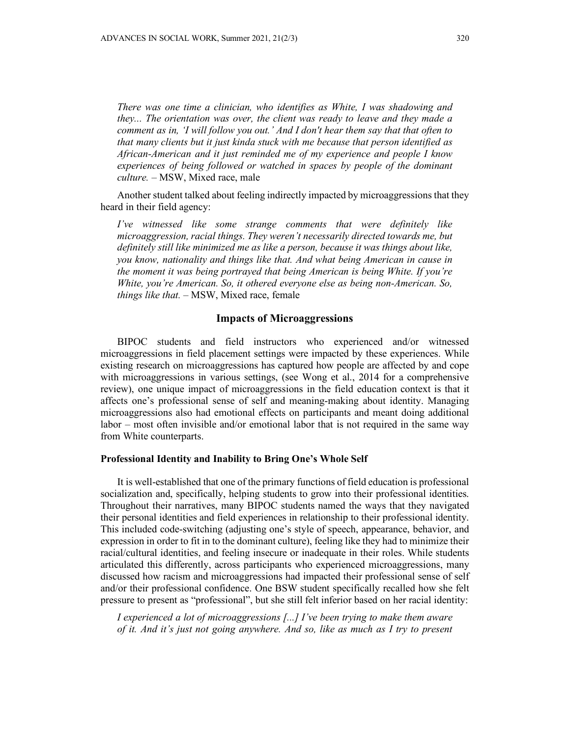*There was one time a clinician, who identifies as White, I was shadowing and they... The orientation was over, the client was ready to leave and they made a comment as in, 'I will follow you out.' And I don't hear them say that that often to that many clients but it just kinda stuck with me because that person identified as African-American and it just reminded me of my experience and people I know experiences of being followed or watched in spaces by people of the dominant culture.* – MSW, Mixed race, male

Another student talked about feeling indirectly impacted by microaggressions that they heard in their field agency:

> *I've witnessed like some strange comments that were definitely like microaggression, racial things. They weren't necessarily directed towards me, but definitely still like minimized me as like a person, because it was things about like, you know, nationality and things like that. And what being American in cause in the moment it was being portrayed that being American is being White. If you're White, you're American. So, it othered everyone else as being non-American. So, things like that.* – MSW, Mixed race, female

## Impacts of Microaggressions

BIPOC students and field instructors who experienced and/or witnessed microaggressions in field placement settings were impacted by these experiences. While existing research on microaggressions has captured how people are affected by and cope with microaggressions in various settings, (see Wong et al., 2014 for a comprehensive review), one unique impact of microaggressions in the field education context is that it affects one's professional sense of self and meaning-making about identity. Managing microaggressions also had emotional effects on participants and meant doing additional labor – most often invisible and/or emotional labor that is not required in the same way from White counterparts.

### Professional Identity and Inability to Bring One's Whole Self

It is well-established that one of the primary functions of field education is professional socialization and, specifically, helping students to grow into their professional identities. Throughout their narratives, many BIPOC students named the ways that they navigated their personal identities and field experiences in relationship to their professional identity. This included code-switching (adjusting one's style of speech, appearance, behavior, and expression in order to fit in to the dominant culture), feeling like they had to minimize their racial/cultural identities, and feeling insecure or inadequate in their roles. While students articulated this differently, across participants who experienced microaggressions, many discussed how racism and microaggressions had impacted their professional sense of self and/or their professional confidence. One BSW student specifically recalled how she felt pressure to present as "professional", but she still felt inferior based on her racial identity:

> *I experienced a lot of microaggressions [...] I've been trying to make them aware of it. And it's just not going anywhere. And so, like as much as I try to present*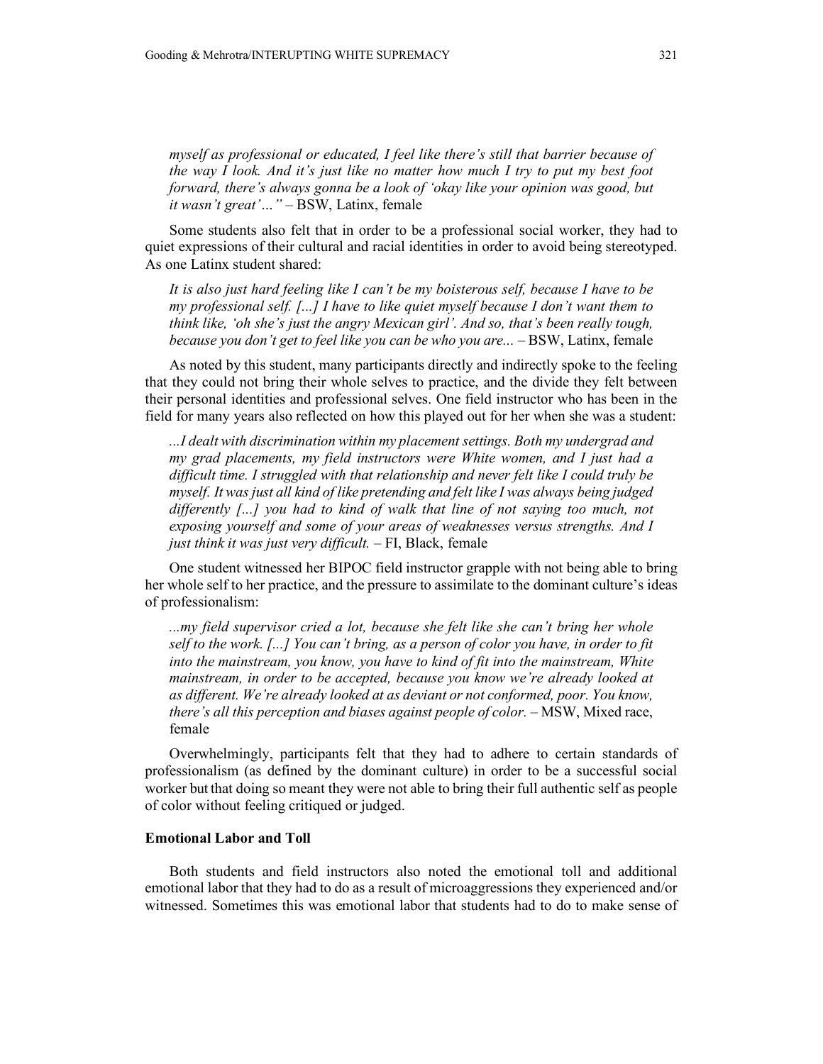*myself as professional or educated, I feel like there's still that barrier because of the way I look. And it's just like no matter how much I try to put my best foot forward, there's always gonna be a look of 'okay like your opinion was good, but it wasn't great'..."* – BSW, Latinx, female

Some students also felt that in order to be a professional social worker, they had to quiet expressions of their cultural and racial identities in order to avoid being stereotyped. As one Latinx student shared:

*It is also just hard feeling like I can't be my boisterous self, because I have to be my professional self. [...] I have to like quiet myself because I don't want them to think like, 'oh she's just the angry Mexican girl'. And so, that's been really tough, because you don't get to feel like you can be who you are...* – BSW, Latinx, female

As noted by this student, many participants directly and indirectly spoke to the feeling that they could not bring their whole selves to practice, and the divide they felt between their personal identities and professional selves. One field instructor who has been in the field for many years also reflected on how this played out for her when she was a student:

*...I dealt with discrimination within my placement settings. Both my undergrad and my grad placements, my field instructors were White women, and I just had a difficult time. I struggled with that relationship and never felt like I could truly be myself. It was just all kind of like pretending and felt like I was always being judged differently [...] you had to kind of walk that line of not saying too much, not exposing yourself and some of your areas of weaknesses versus strengths. And I just think it was just very difficult.* – FI, Black, female

One student witnessed her BIPOC field instructor grapple with not being able to bring her whole self to her practice, and the pressure to assimilate to the dominant culture's ideas of professionalism:

*...my field supervisor cried a lot, because she felt like she can't bring her whole self to the work. [...] You can't bring, as a person of color you have, in order to fit into the mainstream, you know, you have to kind of fit into the mainstream, White mainstream, in order to be accepted, because you know we're already looked at as different. We're already looked at as deviant or not conformed, poor. You know, there's all this perception and biases against people of color.* – MSW, Mixed race, female

Overwhelmingly, participants felt that they had to adhere to certain standards of professionalism (as defined by the dominant culture) in order to be a successful social worker but that doing so meant they were not able to bring their full authentic self as people of color without feeling critiqued or judged.

### Emotional Labor and Toll

Both students and field instructors also noted the emotional toll and additional emotional labor that they had to do as a result of microaggressions they experienced and/or witnessed. Sometimes this was emotional labor that students had to do to make sense of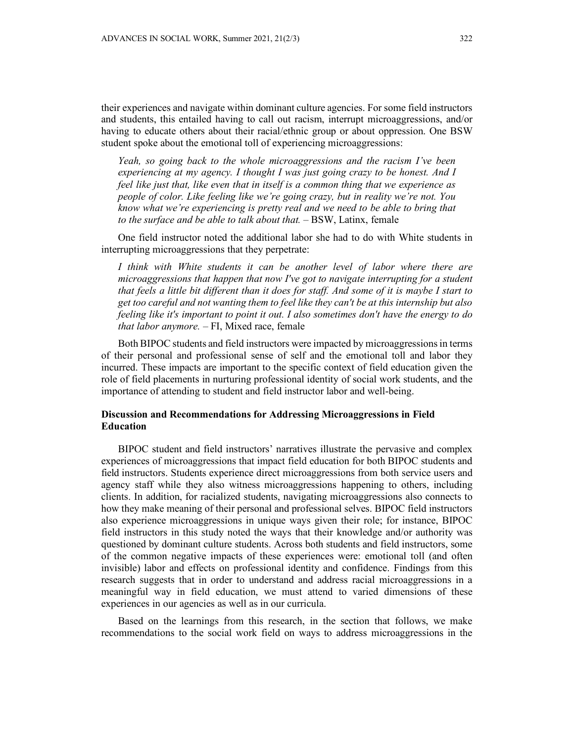their experiences and navigate within dominant culture agencies. For some field instructors and students, this entailed having to call out racism, interrupt microaggressions, and/or having to educate others about their racial/ethnic group or about oppression. One BSW student spoke about the emotional toll of experiencing microaggressions:

> *Yeah, so going back to the whole microaggressions and the racism I've been experiencing at my agency. I thought I was just going crazy to be honest. And I feel like just that, like even that in itself is a common thing that we experience as people of color. Like feeling like we're going crazy, but in reality we're not. You know what we're experiencing is pretty real and we need to be able to bring that to the surface and be able to talk about that.* – BSW, Latinx, female

One field instructor noted the additional labor she had to do with White students in interrupting microaggressions that they perpetrate:

> *I think with White students it can be another level of labor where there are microaggressions that happen that now I've got to navigate interrupting for a student that feels a little bit different than it does for staff. And some of it is maybe I start to get too careful and not wanting them to feel like they can't be at this internship but also feeling like it's important to point it out. I also sometimes don't have the energy to do that labor anymore.* – FI, Mixed race, female

Both BIPOC students and field instructors were impacted by microaggressions in terms of their personal and professional sense of self and the emotional toll and labor they incurred. These impacts are important to the specific context of field education given the role of field placements in nurturing professional identity of social work students, and the importance of attending to student and field instructor labor and well-being.

## Discussion and Recommendations for Addressing Microaggressions in Field Education

BIPOC student and field instructors' narratives illustrate the pervasive and complex experiences of microaggressions that impact field education for both BIPOC students and field instructors. Students experience direct microaggressions from both service users and agency staff while they also witness microaggressions happening to others, including clients. In addition, for racialized students, navigating microaggressions also connects to how they make meaning of their personal and professional selves. BIPOC field instructors also experience microaggressions in unique ways given their role; for instance, BIPOC field instructors in this study noted the ways that their knowledge and/or authority was questioned by dominant culture students. Across both students and field instructors, some of the common negative impacts of these experiences were: emotional toll (and often invisible) labor and effects on professional identity and confidence. Findings from this research suggests that in order to understand and address racial microaggressions in a meaningful way in field education, we must attend to varied dimensions of these experiences in our agencies as well as in our curricula.

Based on the learnings from this research, in the section that follows, we make recommendations to the social work field on ways to address microaggressions in the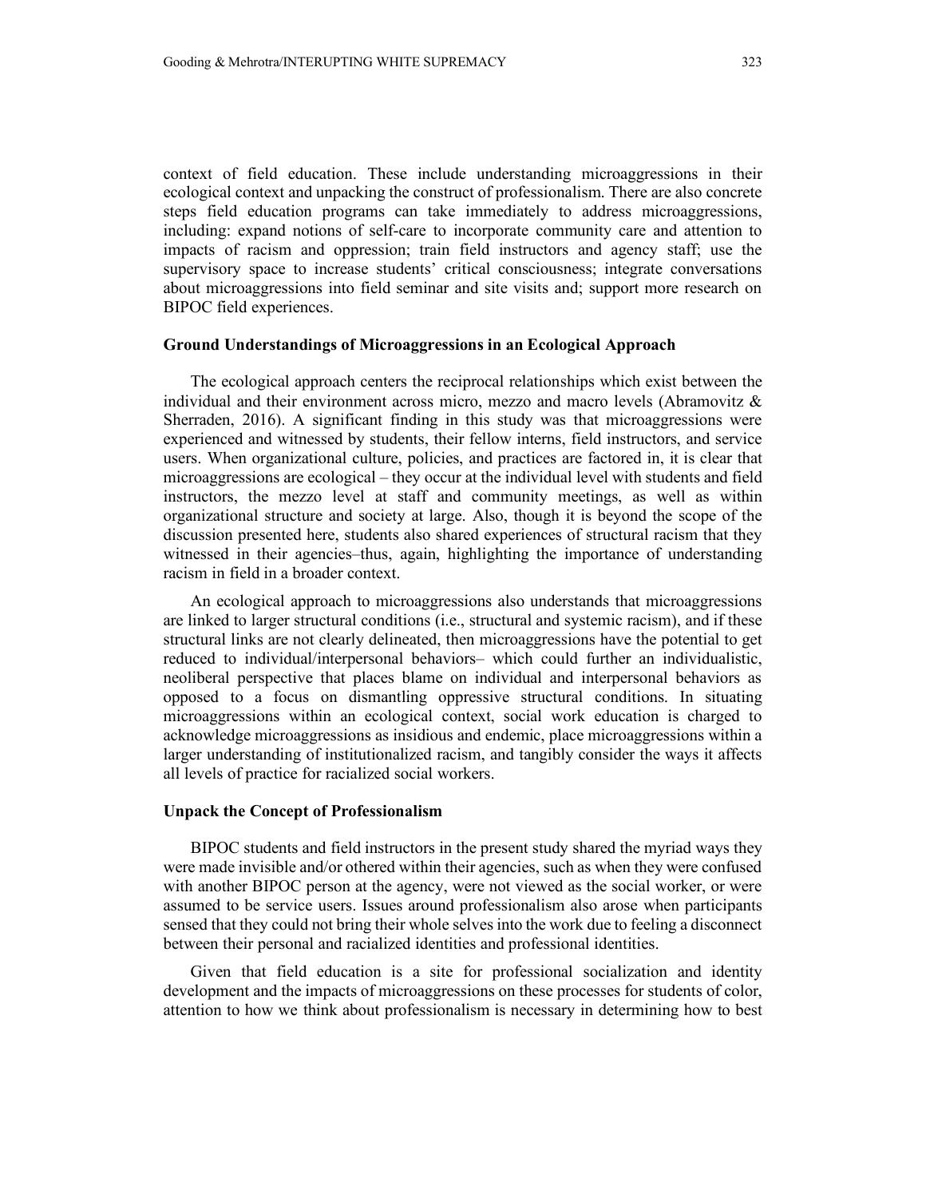context of field education. These include understanding microaggressions in their ecological context and unpacking the construct of professionalism. There are also concrete steps field education programs can take immediately to address microaggressions, including: expand notions of self-care to incorporate community care and attention to impacts of racism and oppression; train field instructors and agency staff; use the supervisory space to increase students' critical consciousness; integrate conversations about microaggressions into field seminar and site visits and; support more research on BIPOC field experiences.

### Ground Understandings of Microaggressions in an Ecological Approach

The ecological approach centers the reciprocal relationships which exist between the individual and their environment across micro, mezzo and macro levels (Abramovitz & Sherraden, 2016). A significant finding in this study was that microaggressions were experienced and witnessed by students, their fellow interns, field instructors, and service users. When organizational culture, policies, and practices are factored in, it is clear that microaggressions are ecological – they occur at the individual level with students and field instructors, the mezzo level at staff and community meetings, as well as within organizational structure and society at large. Also, though it is beyond the scope of the discussion presented here, students also shared experiences of structural racism that they witnessed in their agencies–thus, again, highlighting the importance of understanding racism in field in a broader context.

An ecological approach to microaggressions also understands that microaggressions are linked to larger structural conditions (i.e., structural and systemic racism), and if these structural links are not clearly delineated, then microaggressions have the potential to get reduced to individual/interpersonal behaviors– which could further an individualistic, neoliberal perspective that places blame on individual and interpersonal behaviors as opposed to a focus on dismantling oppressive structural conditions. In situating microaggressions within an ecological context, social work education is charged to acknowledge microaggressions as insidious and endemic, place microaggressions within a larger understanding of institutionalized racism, and tangibly consider the ways it affects all levels of practice for racialized social workers.

### Unpack the Concept of Professionalism

BIPOC students and field instructors in the present study shared the myriad ways they were made invisible and/or othered within their agencies, such as when they were confused with another BIPOC person at the agency, were not viewed as the social worker, or were assumed to be service users. Issues around professionalism also arose when participants sensed that they could not bring their whole selves into the work due to feeling a disconnect between their personal and racialized identities and professional identities.

Given that field education is a site for professional socialization and identity development and the impacts of microaggressions on these processes for students of color, attention to how we think about professionalism is necessary in determining how to best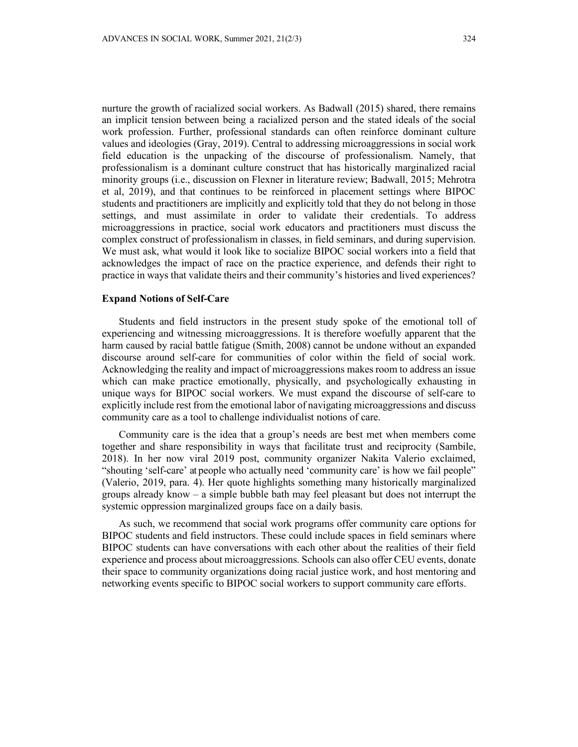nurture the growth of racialized social workers. As Badwall (2015) shared, there remains an implicit tension between being a racialized person and the stated ideals of the social work profession. Further, professional standards can often reinforce dominant culture values and ideologies (Gray, 2019). Central to addressing microaggressions in social work field education is the unpacking of the discourse of professionalism. Namely, that professionalism is a dominant culture construct that has historically marginalized racial minority groups (i.e., discussion on Flexner in literature review; Badwall, 2015; Mehrotra et al, 2019), and that continues to be reinforced in placement settings where BIPOC students and practitioners are implicitly and explicitly told that they do not belong in those settings, and must assimilate in order to validate their credentials. To address microaggressions in practice, social work educators and practitioners must discuss the complex construct of professionalism in classes, in field seminars, and during supervision. We must ask, what would it look like to socialize BIPOC social workers into a field that acknowledges the impact of race on the practice experience, and defends their right to practice in ways that validate theirs and their community's histories and lived experiences?

### Expand Notions of Self-Care

Students and field instructors in the present study spoke of the emotional toll of experiencing and witnessing microaggressions. It is therefore woefully apparent that the harm caused by racial battle fatigue (Smith, 2008) cannot be undone without an expanded discourse around self-care for communities of color within the field of social work. Acknowledging the reality and impact of microaggressions makes room to address an issue which can make practice emotionally, physically, and psychologically exhausting in unique ways for BIPOC social workers. We must expand the discourse of self-care to explicitly include rest from the emotional labor of navigating microaggressions and discuss community care as a tool to challenge individualist notions of care.

Community care is the idea that a group's needs are best met when members come together and share responsibility in ways that facilitate trust and reciprocity (Sambile, 2018). In her now viral 2019 post, community organizer Nakita Valerio exclaimed, "shouting 'self-care' at people who actually need 'community care' is how we fail people" (Valerio, 2019, para. 4). Her quote highlights something many historically marginalized groups already know – a simple bubble bath may feel pleasant but does not interrupt the systemic oppression marginalized groups face on a daily basis.

As such, we recommend that social work programs offer community care options for BIPOC students and field instructors. These could include spaces in field seminars where BIPOC students can have conversations with each other about the realities of their field experience and process about microaggressions. Schools can also offer CEU events, donate their space to community organizations doing racial justice work, and host mentoring and networking events specific to BIPOC social workers to support community care efforts.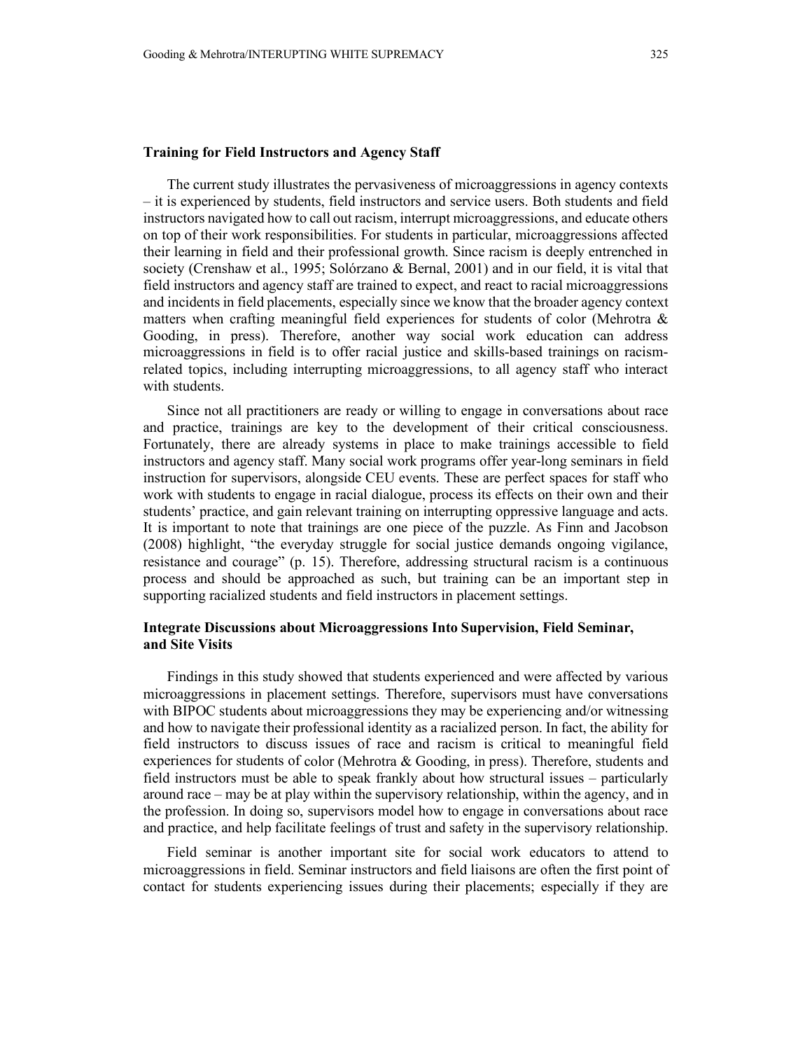### Training for Field Instructors and Agency Staff

The current study illustrates the pervasiveness of microaggressions in agency contexts – it is experienced by students, field instructors and service users. Both students and field instructors navigated how to call out racism, interrupt microaggressions, and educate others on top of their work responsibilities. For students in particular, microaggressions affected their learning in field and their professional growth. Since racism is deeply entrenched in society (Crenshaw et al., 1995; Solórzano & Bernal, 2001) and in our field, it is vital that field instructors and agency staff are trained to expect, and react to racial microaggressions and incidents in field placements, especially since we know that the broader agency context matters when crafting meaningful field experiences for students of color (Mehrotra & Gooding, in press). Therefore, another way social work education can address microaggressions in field is to offer racial justice and skills-based trainings on racism-related topics, including interrupting microaggressions, to all agency staff who interact with students.

Since not all practitioners are ready or willing to engage in conversations about race and practice, trainings are key to the development of their critical consciousness. Fortunately, there are already systems in place to make trainings accessible to field instructors and agency staff. Many social work programs offer year-long seminars in field instruction for supervisors, alongside CEU events. These are perfect spaces for staff who work with students to engage in racial dialogue, process its effects on their own and their students' practice, and gain relevant training on interrupting oppressive language and acts. It is important to note that trainings are one piece of the puzzle. As Finn and Jacobson (2008) highlight, "the everyday struggle for social justice demands ongoing vigilance, resistance and courage" (p. 15). Therefore, addressing structural racism is a continuous process and should be approached as such, but training can be an important step in supporting racialized students and field instructors in placement settings.

### Integrate Discussions about Microaggressions Into Supervision, Field Seminar, and Site Visits

Findings in this study showed that students experienced and were affected by various microaggressions in placement settings. Therefore, supervisors must have conversations with BIPOC students about microaggressions they may be experiencing and/or witnessing and how to navigate their professional identity as a racialized person. In fact, the ability for field instructors to discuss issues of race and racism is critical to meaningful field experiences for students of color (Mehrotra & Gooding, in press). Therefore, students and field instructors must be able to speak frankly about how structural issues – particularly around race – may be at play within the supervisory relationship, within the agency, and in the profession. In doing so, supervisors model how to engage in conversations about race and practice, and help facilitate feelings of trust and safety in the supervisory relationship.

Field seminar is another important site for social work educators to attend to microaggressions in field. Seminar instructors and field liaisons are often the first point of contact for students experiencing issues during their placements; especially if they are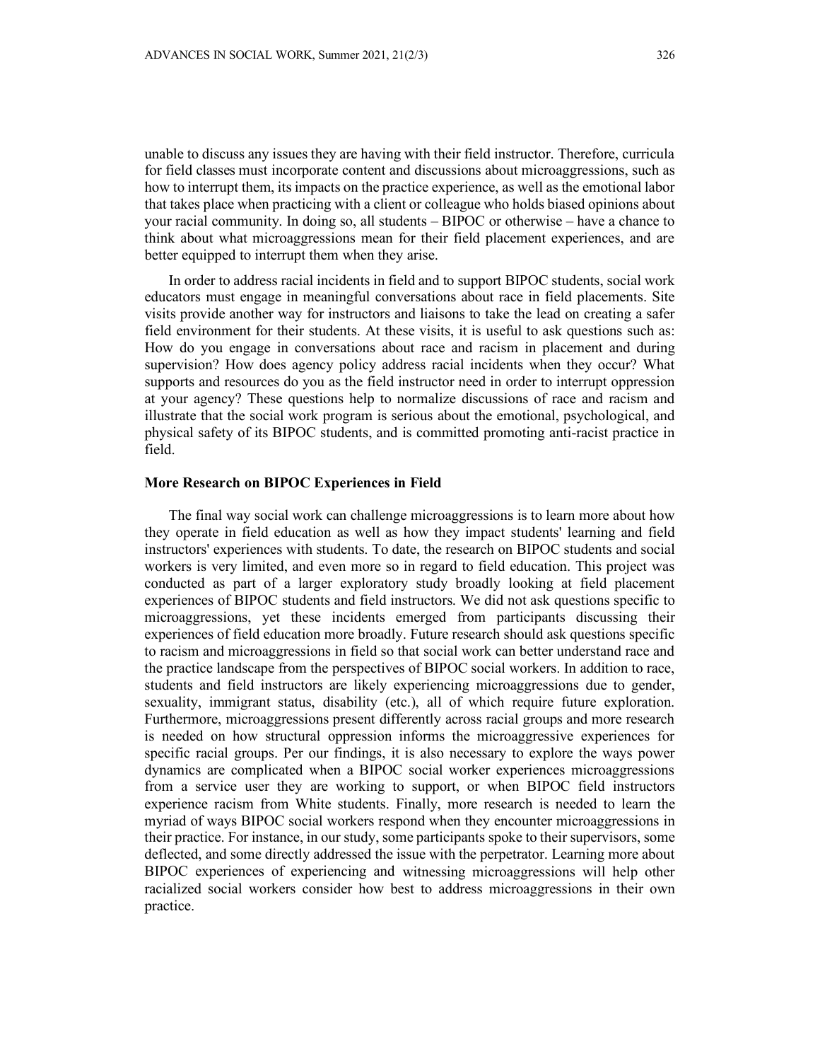unable to discuss any issues they are having with their field instructor. Therefore, curricula for field classes must incorporate content and discussions about microaggressions, such as how to interrupt them, its impacts on the practice experience, as well as the emotional labor that takes place when practicing with a client or colleague who holds biased opinions about your racial community. In doing so, all students – BIPOC or otherwise – have a chance to think about what microaggressions mean for their field placement experiences, and are better equipped to interrupt them when they arise.

In order to address racial incidents in field and to support BIPOC students, social work educators must engage in meaningful conversations about race in field placements. Site visits provide another way for instructors and liaisons to take the lead on creating a safer field environment for their students. At these visits, it is useful to ask questions such as: How do you engage in conversations about race and racism in placement and during supervision? How does agency policy address racial incidents when they occur? What supports and resources do you as the field instructor need in order to interrupt oppression at your agency? These questions help to normalize discussions of race and racism and illustrate that the social work program is serious about the emotional, psychological, and physical safety of its BIPOC students, and is committed promoting anti-racist practice in field.

### More Research on BIPOC Experiences in Field

The final way social work can challenge microaggressions is to learn more about how they operate in field education as well as how they impact students' learning and field instructors' experiences with students. To date, the research on BIPOC students and social workers is very limited, and even more so in regard to field education. This project was conducted as part of a larger exploratory study broadly looking at field placement experiences of BIPOC students and field instructors. We did not ask questions specific to microaggressions, yet these incidents emerged from participants discussing their experiences of field education more broadly. Future research should ask questions specific to racism and microaggressions in field so that social work can better understand race and the practice landscape from the perspectives of BIPOC social workers. In addition to race, students and field instructors are likely experiencing microaggressions due to gender, sexuality, immigrant status, disability (etc.), all of which require future exploration. Furthermore, microaggressions present differently across racial groups and more research is needed on how structural oppression informs the microaggressive experiences for specific racial groups. Per our findings, it is also necessary to explore the ways power dynamics are complicated when a BIPOC social worker experiences microaggressions from a service user they are working to support, or when BIPOC field instructors experience racism from White students. Finally, more research is needed to learn the myriad of ways BIPOC social workers respond when they encounter microaggressions in their practice. For instance, in our study, some participants spoke to their supervisors, some deflected, and some directly addressed the issue with the perpetrator. Learning more about BIPOC experiences of experiencing and witnessing microaggressions will help other racialized social workers consider how best to address microaggressions in their own practice.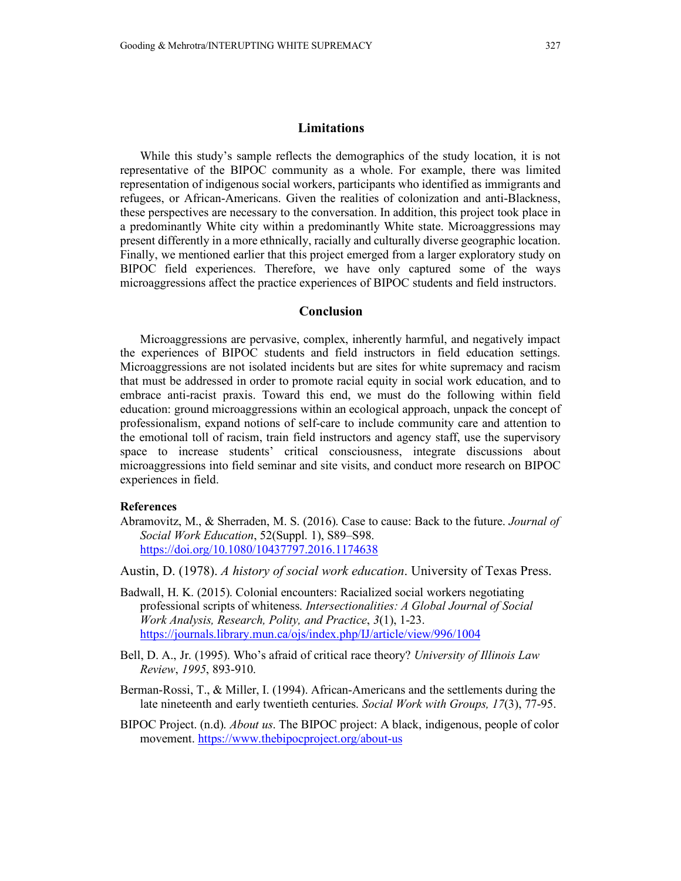## Limitations

While this study's sample reflects the demographics of the study location, it is not representative of the BIPOC community as a whole. For example, there was limited representation of indigenous social workers, participants who identified as immigrants and refugees, or African-Americans. Given the realities of colonization and anti-Blackness, these perspectives are necessary to the conversation. In addition, this project took place in a predominantly White city within a predominantly White state. Microaggressions may present differently in a more ethnically, racially and culturally diverse geographic location. Finally, we mentioned earlier that this project emerged from a larger exploratory study on BIPOC field experiences. Therefore, we have only captured some of the ways microaggressions affect the practice experiences of BIPOC students and field instructors.

## Conclusion

Microaggressions are pervasive, complex, inherently harmful, and negatively impact the experiences of BIPOC students and field instructors in field education settings. Microaggressions are not isolated incidents but are sites for white supremacy and racism that must be addressed in order to promote racial equity in social work education, and to embrace anti-racist praxis. Toward this end, we must do the following within field education: ground microaggressions within an ecological approach, unpack the concept of professionalism, expand notions of self-care to include community care and attention to the emotional toll of racism, train field instructors and agency staff, use the supervisory space to increase students' critical consciousness, integrate discussions about microaggressions into field seminar and site visits, and conduct more research on BIPOC experiences in field.

**References**

Abramovitz, M., & Sherraden, M. S. (2016). Case to cause: Back to the future. *Journal of Social Work Education*, 52(Suppl. 1), S89–S98. https://doi.org/10.1080/10437797.2016.1174638

Austin, D. (1978). *A history of social work education*. University of Texas Press.

Badwall, H. K. (2015). Colonial encounters: Racialized social workers negotiating professional scripts of whiteness. *Intersectionalities: A Global Journal of Social Work Analysis, Research, Polity, and Practice*, *3*(1), 1-23. https://journals.library.mun.ca/ojs/index.php/IJ/article/view/996/1004

Bell, D. A., Jr. (1995). Who's afraid of critical race theory? *University of Illinois Law Review*, *1995*, 893-910.

Berman-Rossi, T., & Miller, I. (1994). African-Americans and the settlements during the late nineteenth and early twentieth centuries. *Social Work with Groups, 17*(3), 77-95.

BIPOC Project. (n.d). *About us*. The BIPOC project: A black, indigenous, people of color movement. https://www.thebipocproject.org/about-us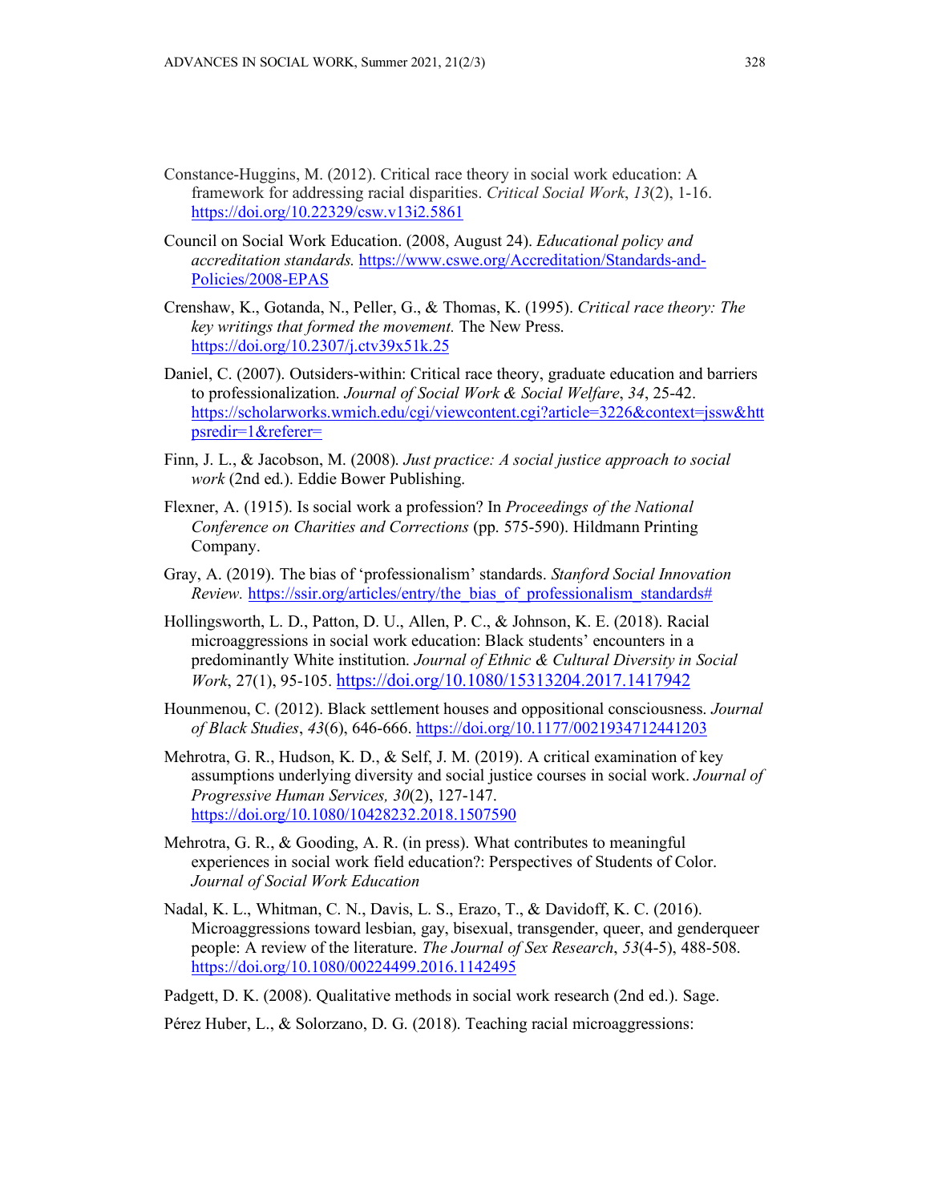Constance-Huggins, M. (2012). Critical race theory in social work education: A framework for addressing racial disparities. *Critical Social Work*, *13*(2), 1-16. https://doi.org/10.22329/csw.v13i2.5861

Council on Social Work Education. (2008, August 24). *Educational policy and accreditation standards.* https://www.cswe.org/Accreditation/Standards-and-Policies/2008-EPAS

Crenshaw, K., Gotanda, N., Peller, G., & Thomas, K. (1995). *Critical race theory: The key writings that formed the movement.* The New Press. https://doi.org/10.2307/j.ctv39x51k.25

Daniel, C. (2007). Outsiders-within: Critical race theory, graduate education and barriers to professionalization. *Journal of Social Work & Social Welfare*, *34*, 25-42. https://scholarworks.wmich.edu/cgi/viewcontent.cgi?article=3226&context=jssw&httpsredir=1&referer=

Finn, J. L., & Jacobson, M. (2008). *Just practice: A social justice approach to social work* (2nd ed.). Eddie Bower Publishing.

Flexner, A. (1915). Is social work a profession? In *Proceedings of the National Conference on Charities and Corrections* (pp. 575-590). Hildmann Printing Company.

Gray, A. (2019). The bias of 'professionalism' standards. *Stanford Social Innovation Review.* https://ssir.org/articles/entry/the_bias_of_professionalism_standards#

Hollingsworth, L. D., Patton, D. U., Allen, P. C., & Johnson, K. E. (2018). Racial microaggressions in social work education: Black students' encounters in a predominantly White institution. *Journal of Ethnic & Cultural Diversity in Social Work*, 27(1), 95-105. https://doi.org/10.1080/15313204.2017.1417942

Hounmenou, C. (2012). Black settlement houses and oppositional consciousness. *Journal of Black Studies*, *43*(6), 646-666. https://doi.org/10.1177/0021934712441203

Mehrotra, G. R., Hudson, K. D., & Self, J. M. (2019). A critical examination of key assumptions underlying diversity and social justice courses in social work. *Journal of Progressive Human Services, 30*(2), 127-147. https://doi.org/10.1080/10428232.2018.1507590

Mehrotra, G. R., & Gooding, A. R. (in press). What contributes to meaningful experiences in social work field education?: Perspectives of Students of Color. *Journal of Social Work Education*

Nadal, K. L., Whitman, C. N., Davis, L. S., Erazo, T., & Davidoff, K. C. (2016). Microaggressions toward lesbian, gay, bisexual, transgender, queer, and genderqueer people: A review of the literature. *The Journal of Sex Research*, *53*(4-5), 488-508. https://doi.org/10.1080/00224499.2016.1142495

Padgett, D. K. (2008). Qualitative methods in social work research (2nd ed.). Sage.

Pérez Huber, L., & Solorzano, D. G. (2018). Teaching racial microaggressions: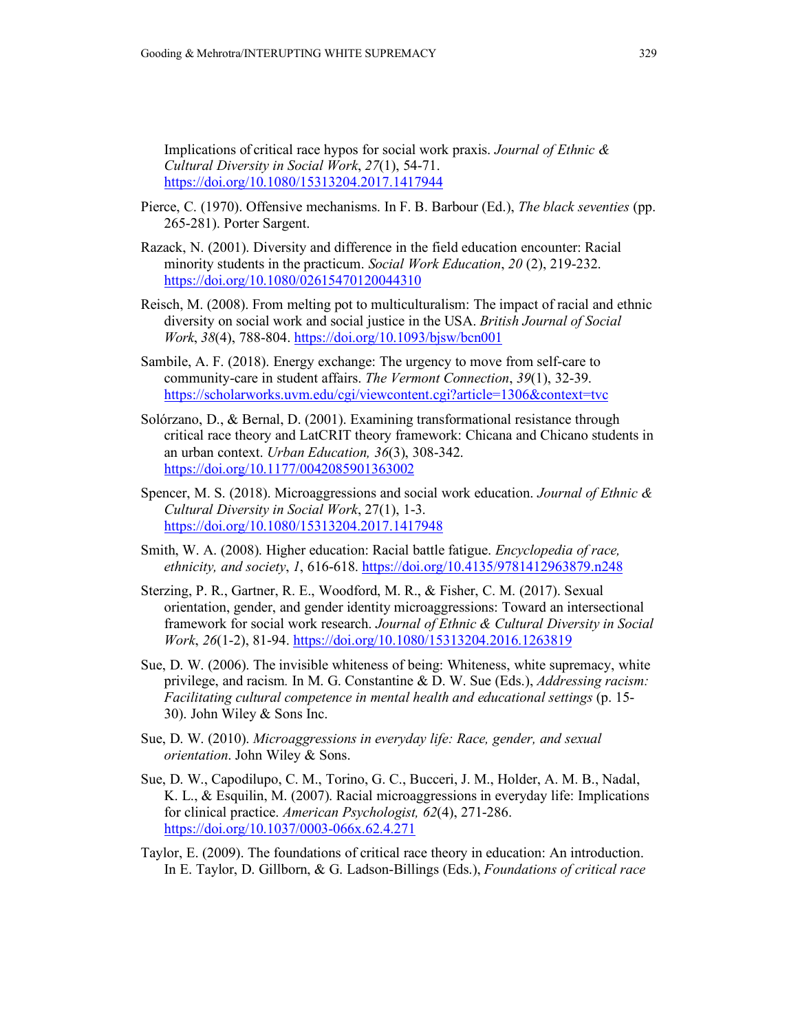Implications of critical race hypos for social work praxis. *Journal of Ethnic & Cultural Diversity in Social Work*, *27*(1), 54-71. https://doi.org/10.1080/15313204.2017.1417944

Pierce, C. (1970). Offensive mechanisms. In F. B. Barbour (Ed.), *The black seventies* (pp. 265-281). Porter Sargent.

Razack, N. (2001). Diversity and difference in the field education encounter: Racial minority students in the practicum. *Social Work Education*, *20* (2), 219-232. https://doi.org/10.1080/02615470120044310

Reisch, M. (2008). From melting pot to multiculturalism: The impact of racial and ethnic diversity on social work and social justice in the USA. *British Journal of Social Work*, *38*(4), 788-804. https://doi.org/10.1093/bjsw/bcn001

Sambile, A. F. (2018). Energy exchange: The urgency to move from self-care to community-care in student affairs. *The Vermont Connection*, *39*(1), 32-39. https://scholarworks.uvm.edu/cgi/viewcontent.cgi?article=1306&context=tvc

Solórzano, D., & Bernal, D. (2001). Examining transformational resistance through critical race theory and LatCRIT theory framework: Chicana and Chicano students in an urban context. *Urban Education, 36*(3), 308-342. https://doi.org/10.1177/0042085901363002

Spencer, M. S. (2018). Microaggressions and social work education. *Journal of Ethnic & Cultural Diversity in Social Work*, 27(1), 1-3. https://doi.org/10.1080/15313204.2017.1417948

Smith, W. A. (2008). Higher education: Racial battle fatigue. *Encyclopedia of race, ethnicity, and society*, *1*, 616-618. https://doi.org/10.4135/9781412963879.n248

Sterzing, P. R., Gartner, R. E., Woodford, M. R., & Fisher, C. M. (2017). Sexual orientation, gender, and gender identity microaggressions: Toward an intersectional framework for social work research. *Journal of Ethnic & Cultural Diversity in Social Work*, *26*(1-2), 81-94. https://doi.org/10.1080/15313204.2016.1263819

Sue, D. W. (2006). The invisible whiteness of being: Whiteness, white supremacy, white privilege, and racism. In M. G. Constantine & D. W. Sue (Eds.), *Addressing racism: Facilitating cultural competence in mental health and educational settings* (p. 15-30). John Wiley & Sons Inc.

Sue, D. W. (2010). *Microaggressions in everyday life: Race, gender, and sexual orientation*. John Wiley & Sons.

Sue, D. W., Capodilupo, C. M., Torino, G. C., Bucceri, J. M., Holder, A. M. B., Nadal, K. L., & Esquilin, M. (2007). Racial microaggressions in everyday life: Implications for clinical practice. *American Psychologist, 62*(4), 271-286. https://doi.org/10.1037/0003-066x.62.4.271

Taylor, E. (2009). The foundations of critical race theory in education: An introduction. In E. Taylor, D. Gillborn, & G. Ladson-Billings (Eds.), *Foundations of critical race*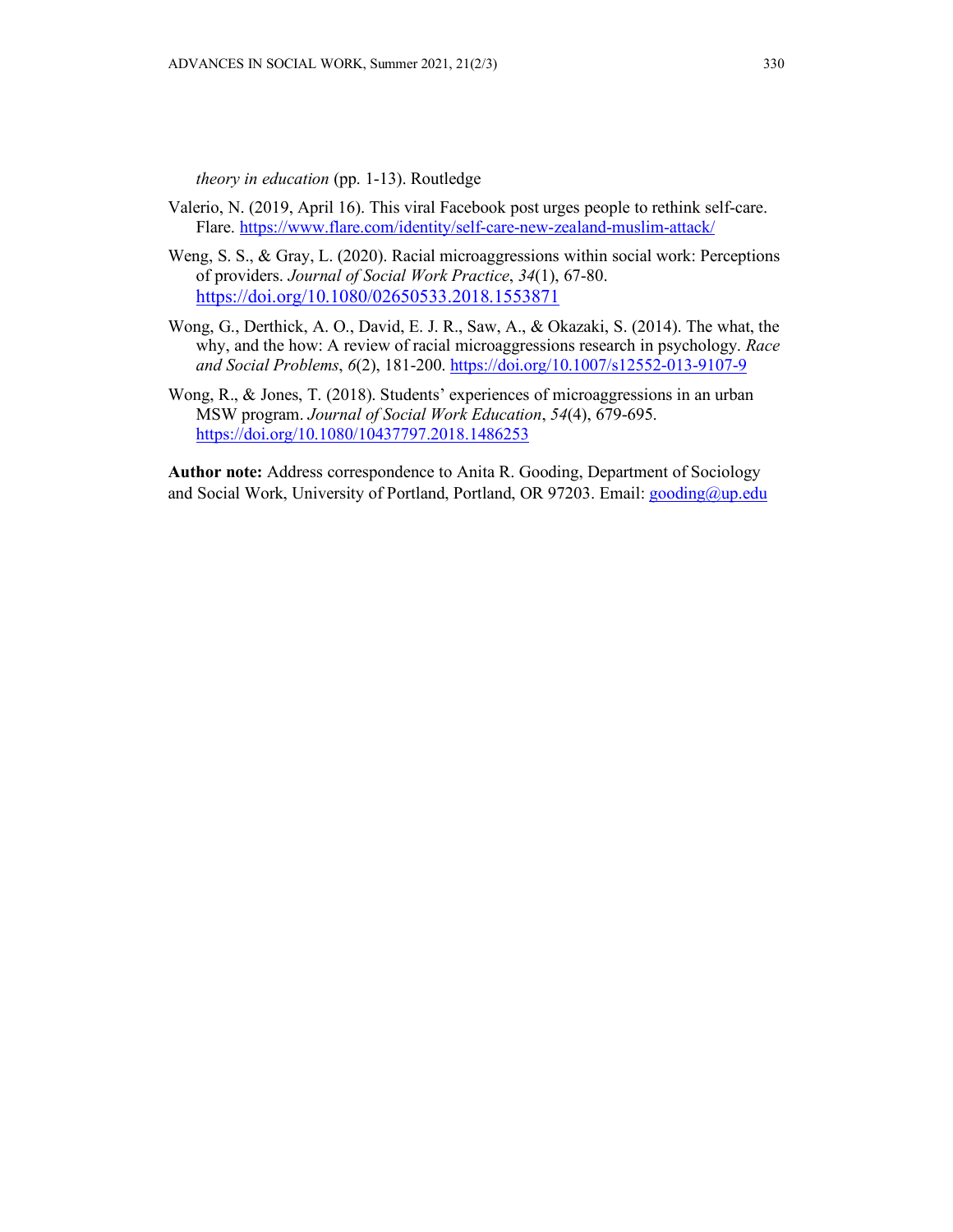*theory in education* (pp. 1-13). Routledge

Valerio, N. (2019, April 16). This viral Facebook post urges people to rethink self-care. Flare. https://www.flare.com/identity/self-care-new-zealand-muslim-attack/

Weng, S. S., & Gray, L. (2020). Racial microaggressions within social work: Perceptions of providers. *Journal of Social Work Practice*, *34*(1), 67-80. https://doi.org/10.1080/02650533.2018.1553871

Wong, G., Derthick, A. O., David, E. J. R., Saw, A., & Okazaki, S. (2014). The what, the why, and the how: A review of racial microaggressions research in psychology. *Race and Social Problems*, *6*(2), 181-200. https://doi.org/10.1007/s12552-013-9107-9

Wong, R., & Jones, T. (2018). Students' experiences of microaggressions in an urban MSW program. *Journal of Social Work Education*, *54*(4), 679-695. https://doi.org/10.1080/10437797.2018.1486253

**Author note:** Address correspondence to Anita R. Gooding, Department of Sociology and Social Work, University of Portland, Portland, OR 97203. Email: gooding@up.edu